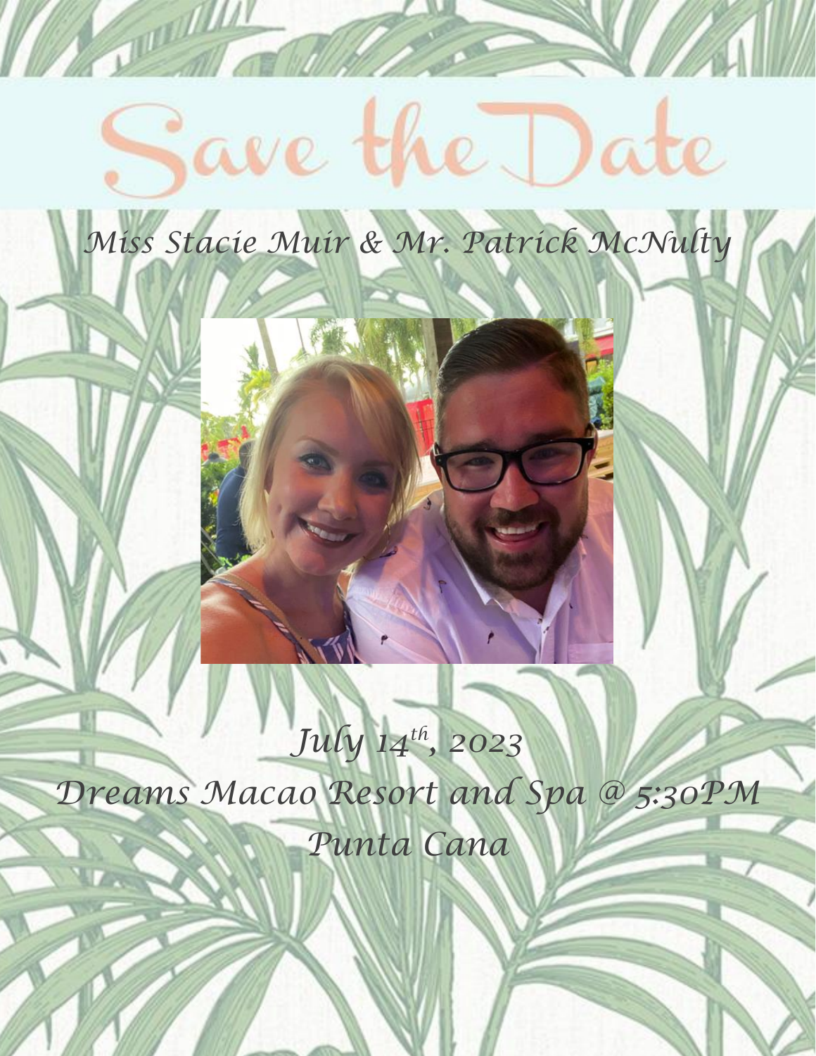# Save the Date

*Miss Stacie Muir & Mr. Patrick McNulty*

*July 14th, 2023*

*Dreams Macao Resort and Spa @ 5:30PM*

*Punta Cana*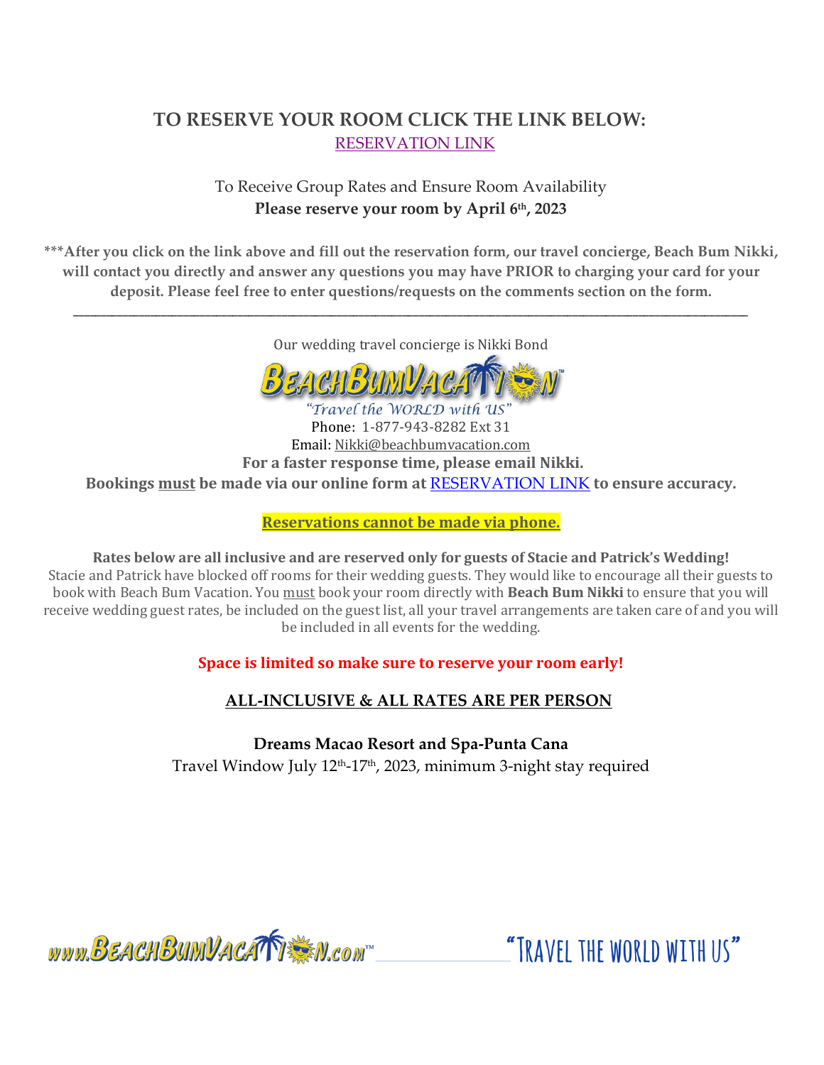## TO RESERVE YOUR ROOM CLICK THE LINK BELOW:

RESERVATION LINK

To Receive Group Rates and Ensure Room Availability
**Please reserve your room by April 6th, 2023**

**\*\*\*After you click on the link above and fill out the reservation form, our travel concierge, Beach Bum Nikki, will contact you directly and answer any questions you may have PRIOR to charging your card for your deposit. Please feel free to enter questions/requests on the comments section on the form.**

---

Our wedding travel concierge is Nikki Bond

BEACHBUMVACATION™
*"Travel the WORLD with US"*

Phone: 1-877-943-8282 Ext 31
Email: Nikki@beachbumvacation.com

**For a faster response time, please email Nikki.**

**Bookings must be made via our online form at RESERVATION LINK to ensure accuracy.**

**Reservations cannot be made via phone.**

**Rates below are all inclusive and are reserved only for guests of Stacie and Patrick's Wedding!**
Stacie and Patrick have blocked off rooms for their wedding guests. They would like to encourage all their guests to book with Beach Bum Vacation. You must book your room directly with **Beach Bum Nikki** to ensure that you will receive wedding guest rates, be included on the guest list, all your travel arrangements are taken care of and you will be included in all events for the wedding.

**Space is limited so make sure to reserve your room early!**

**ALL-INCLUSIVE & ALL RATES ARE PER PERSON**

**Dreams Macao Resort and Spa-Punta Cana**
Travel Window July 12th-17th, 2023, minimum 3-night stay required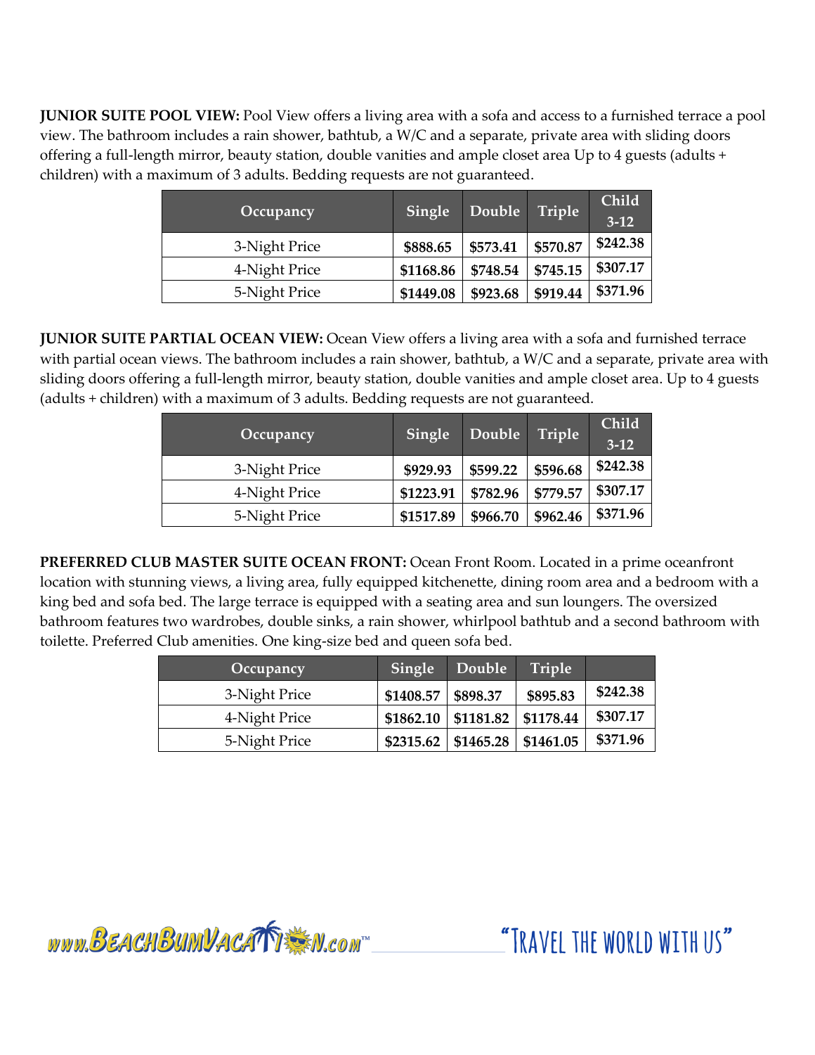**JUNIOR SUITE POOL VIEW:** Pool View offers a living area with a sofa and access to a furnished terrace a pool view. The bathroom includes a rain shower, bathtub, a W/C and a separate, private area with sliding doors offering a full-length mirror, beauty station, double vanities and ample closet area Up to 4 guests (adults + children) with a maximum of 3 adults. Bedding requests are not guaranteed.

| Occupancy | Single | Double | Triple | Child 3-12 |
|---|---|---|---|---|
| 3-Night Price | $888.65 | $573.41 | $570.87 | $242.38 |
| 4-Night Price | $1168.86 | $748.54 | $745.15 | $307.17 |
| 5-Night Price | $1449.08 | $923.68 | $919.44 | $371.96 |

**JUNIOR SUITE PARTIAL OCEAN VIEW:** Ocean View offers a living area with a sofa and furnished terrace with partial ocean views. The bathroom includes a rain shower, bathtub, a W/C and a separate, private area with sliding doors offering a full-length mirror, beauty station, double vanities and ample closet area. Up to 4 guests (adults + children) with a maximum of 3 adults. Bedding requests are not guaranteed.

| Occupancy | Single | Double | Triple | Child 3-12 |
|---|---|---|---|---|
| 3-Night Price | $929.93 | $599.22 | $596.68 | $242.38 |
| 4-Night Price | $1223.91 | $782.96 | $779.57 | $307.17 |
| 5-Night Price | $1517.89 | $966.70 | $962.46 | $371.96 |

**PREFERRED CLUB MASTER SUITE OCEAN FRONT:** Ocean Front Room. Located in a prime oceanfront location with stunning views, a living area, fully equipped kitchenette, dining room area and a bedroom with a king bed and sofa bed. The large terrace is equipped with a seating area and sun loungers. The oversized bathroom features two wardrobes, double sinks, a rain shower, whirlpool bathtub and a second bathroom with toilette. Preferred Club amenities. One king-size bed and queen sofa bed.

| Occupancy | Single | Double | Triple | |
|---|---|---|---|---|
| 3-Night Price | $1408.57 | $898.37 | $895.83 | $242.38 |
| 4-Night Price | $1862.10 | $1181.82 | $1178.44 | $307.17 |
| 5-Night Price | $2315.62 | $1465.28 | $1461.05 | $371.96 |

www.BeachBumVacation.com™ "Travel the world with us"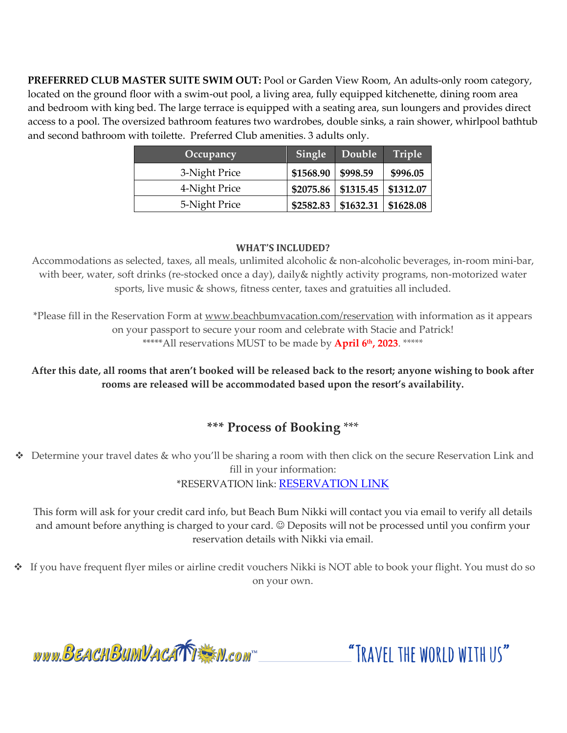**PREFERRED CLUB MASTER SUITE SWIM OUT:** Pool or Garden View Room, An adults-only room category, located on the ground floor with a swim-out pool, a living area, fully equipped kitchenette, dining room area and bedroom with king bed. The large terrace is equipped with a seating area, sun loungers and provides direct access to a pool. The oversized bathroom features two wardrobes, double sinks, a rain shower, whirlpool bathtub and second bathroom with toilette. Preferred Club amenities. 3 adults only.

| Occupancy | Single | Double | Triple |
|---|---|---|---|
| 3-Night Price | **$1568.90** | **$998.59** | **$996.05** |
| 4-Night Price | **$2075.86** | **$1315.45** | **$1312.07** |
| 5-Night Price | **$2582.83** | **$1632.31** | **$1628.08** |

**WHAT'S INCLUDED?**

Accommodations as selected, taxes, all meals, unlimited alcoholic & non-alcoholic beverages, in-room mini-bar, with beer, water, soft drinks (re-stocked once a day), daily& nightly activity programs, non-motorized water sports, live music & shows, fitness center, taxes and gratuities all included.

*Please fill in the Reservation Form at www.beachbumvacation.com/reservation with information as it appears on your passport to secure your room and celebrate with Stacie and Patrick!

*****All reservations MUST to be made by **April 6th, 2023**. *****

**After this date, all rooms that aren't booked will be released back to the resort; anyone wishing to book after rooms are released will be accommodated based upon the resort's availability.**

## *** Process of Booking ***

- Determine your travel dates & who you'll be sharing a room with then click on the secure Reservation Link and fill in your information:

  *RESERVATION link: RESERVATION LINK

  This form will ask for your credit card info, but Beach Bum Nikki will contact you via email to verify all details and amount before anything is charged to your card. ☺ Deposits will not be processed until you confirm your reservation details with Nikki via email.

- If you have frequent flyer miles or airline credit vouchers Nikki is NOT able to book your flight. You must do so on your own.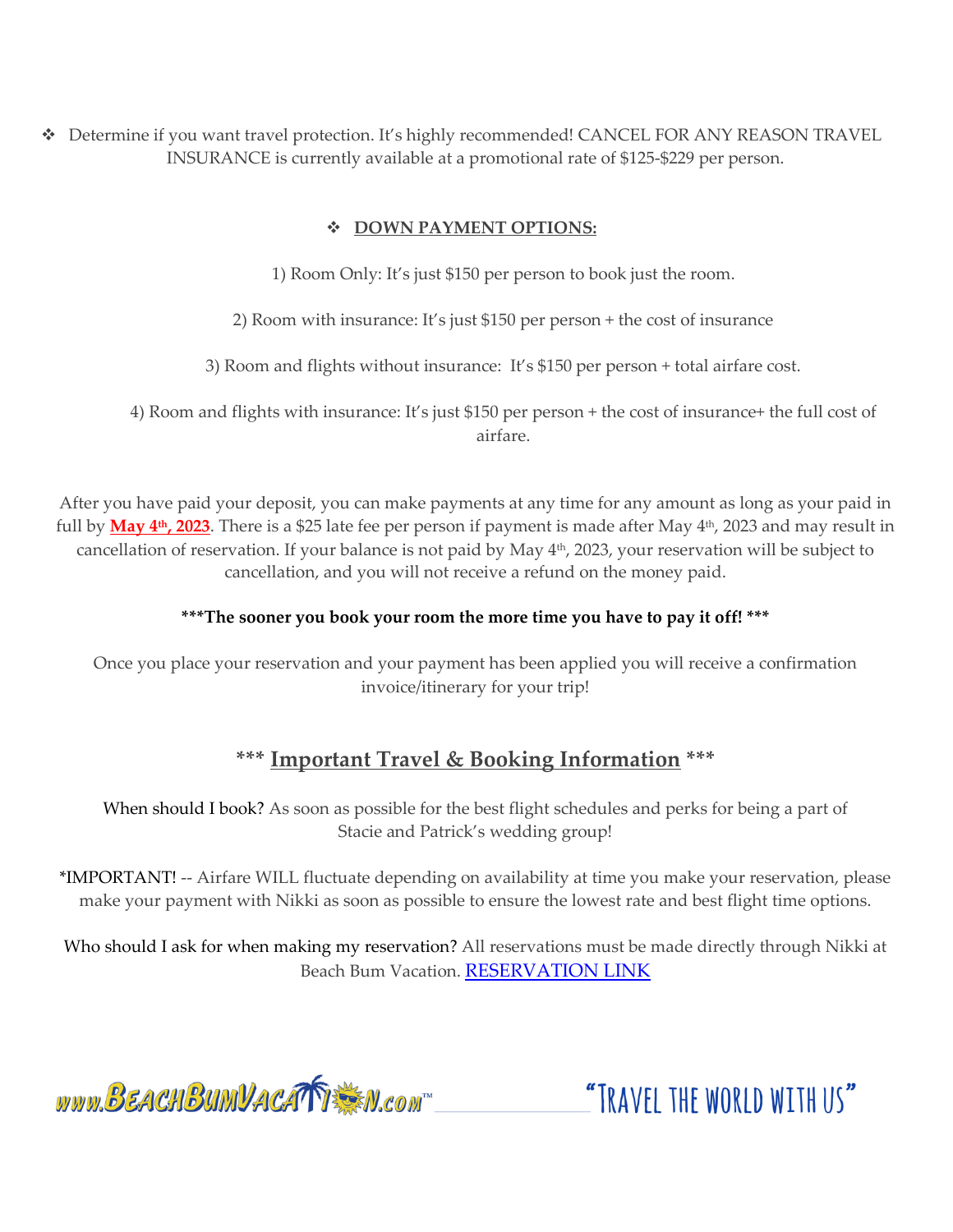- Determine if you want travel protection. It's highly recommended! CANCEL FOR ANY REASON TRAVEL INSURANCE is currently available at a promotional rate of $125-$229 per person.

- **DOWN PAYMENT OPTIONS:**

1) Room Only: It's just $150 per person to book just the room.

2) Room with insurance: It's just $150 per person + the cost of insurance

3) Room and flights without insurance: It's $150 per person + total airfare cost.

4) Room and flights with insurance: It's just $150 per person + the cost of insurance+ the full cost of airfare.

After you have paid your deposit, you can make payments at any time for any amount as long as your paid in full by **May 4th, 2023**. There is a $25 late fee per person if payment is made after May 4th, 2023 and may result in cancellation of reservation. If your balance is not paid by May 4th, 2023, your reservation will be subject to cancellation, and you will not receive a refund on the money paid.

**\*\*\*The sooner you book your room the more time you have to pay it off! \*\*\***

Once you place your reservation and your payment has been applied you will receive a confirmation invoice/itinerary for your trip!

## \*\*\* Important Travel & Booking Information \*\*\*

When should I book? As soon as possible for the best flight schedules and perks for being a part of Stacie and Patrick's wedding group!

\*IMPORTANT! -- Airfare WILL fluctuate depending on availability at time you make your reservation, please make your payment with Nikki as soon as possible to ensure the lowest rate and best flight time options.

Who should I ask for when making my reservation? All reservations must be made directly through Nikki at Beach Bum Vacation. RESERVATION LINK

www.BeachBumVacation.com™ "Travel the world with us"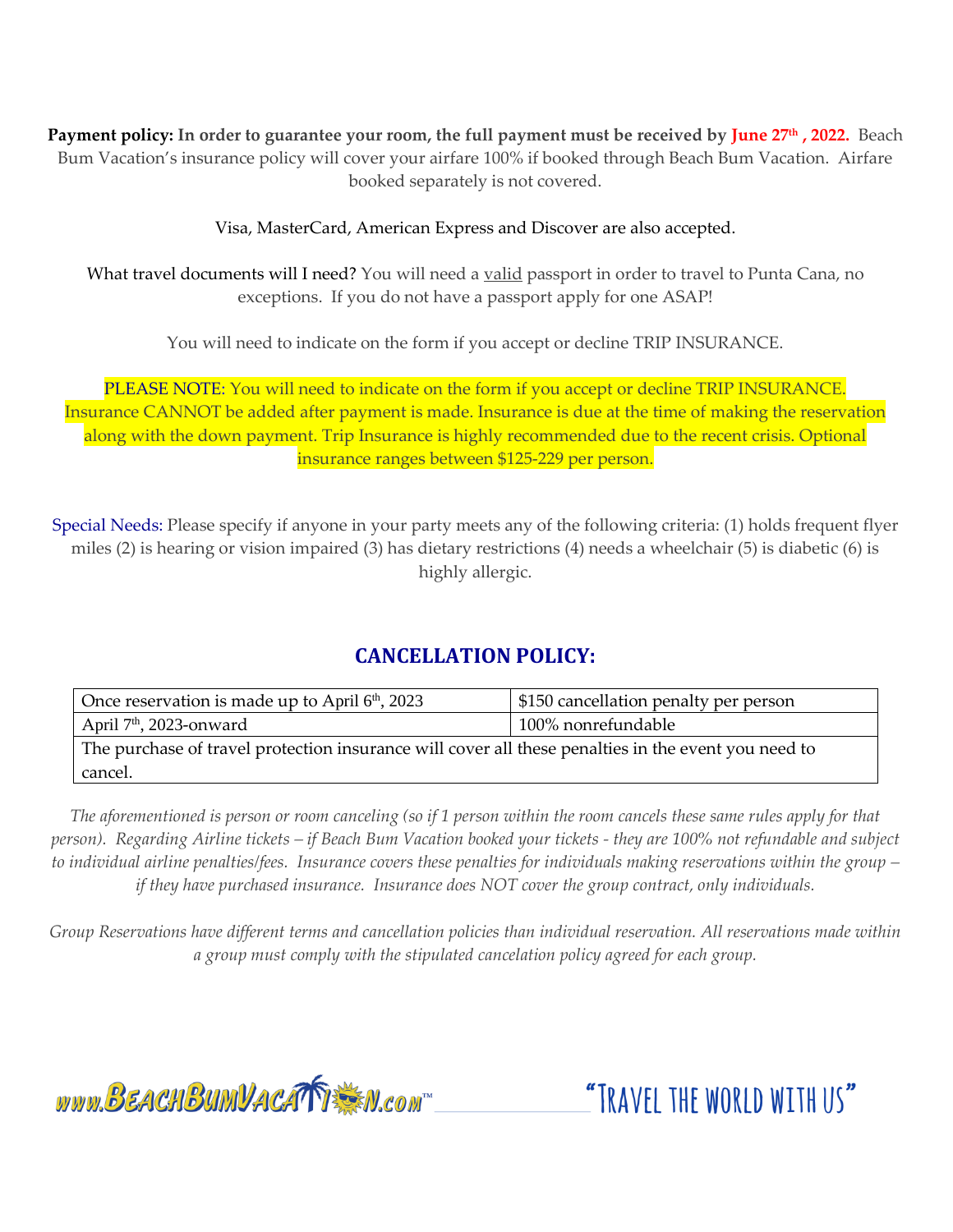**Payment policy: In order to guarantee your room, the full payment must be received by June 27th , 2022.** Beach Bum Vacation's insurance policy will cover your airfare 100% if booked through Beach Bum Vacation. Airfare booked separately is not covered.

Visa, MasterCard, American Express and Discover are also accepted.

What travel documents will I need? You will need a valid passport in order to travel to Punta Cana, no exceptions. If you do not have a passport apply for one ASAP!

You will need to indicate on the form if you accept or decline TRIP INSURANCE.

PLEASE NOTE: You will need to indicate on the form if you accept or decline TRIP INSURANCE. Insurance CANNOT be added after payment is made. Insurance is due at the time of making the reservation along with the down payment. Trip Insurance is highly recommended due to the recent crisis. Optional insurance ranges between $125-229 per person.

Special Needs: Please specify if anyone in your party meets any of the following criteria: (1) holds frequent flyer miles (2) is hearing or vision impaired (3) has dietary restrictions (4) needs a wheelchair (5) is diabetic (6) is highly allergic.

## CANCELLATION POLICY:

| Once reservation is made up to April 6th, 2023 | $150 cancellation penalty per person |
|---|---|
| April 7th, 2023-onward | 100% nonrefundable |
| The purchase of travel protection insurance will cover all these penalties in the event you need to cancel. | |

*The aforementioned is person or room canceling (so if 1 person within the room cancels these same rules apply for that person). Regarding Airline tickets – if Beach Bum Vacation booked your tickets - they are 100% not refundable and subject to individual airline penalties/fees. Insurance covers these penalties for individuals making reservations within the group – if they have purchased insurance. Insurance does NOT cover the group contract, only individuals.*

*Group Reservations have different terms and cancellation policies than individual reservation. All reservations made within a group must comply with the stipulated cancelation policy agreed for each group.*

www.BeachBumVacation.com™ "Travel the world with us"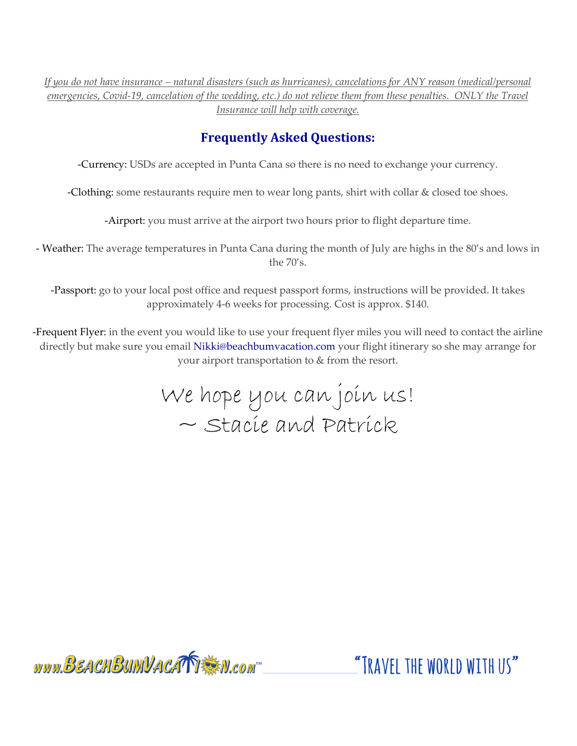*If you do not have insurance – natural disasters (such as hurricanes), cancelations for ANY reason (medical/personal emergencies, Covid-19, cancelation of the wedding, etc.) do not relieve them from these penalties. ONLY the Travel Insurance will help with coverage.*

## Frequently Asked Questions:

-Currency: USDs are accepted in Punta Cana so there is no need to exchange your currency.

-Clothing: some restaurants require men to wear long pants, shirt with collar & closed toe shoes.

-Airport: you must arrive at the airport two hours prior to flight departure time.

- Weather: The average temperatures in Punta Cana during the month of July are highs in the 80's and lows in the 70's.

-Passport: go to your local post office and request passport forms, instructions will be provided. It takes approximately 4-6 weeks for processing. Cost is approx. $140.

-Frequent Flyer: in the event you would like to use your frequent flyer miles you will need to contact the airline directly but make sure you email Nikki@beachbumvacation.com your flight itinerary so she may arrange for your airport transportation to & from the resort.

We hope you can join us!
~ Stacie and Patrick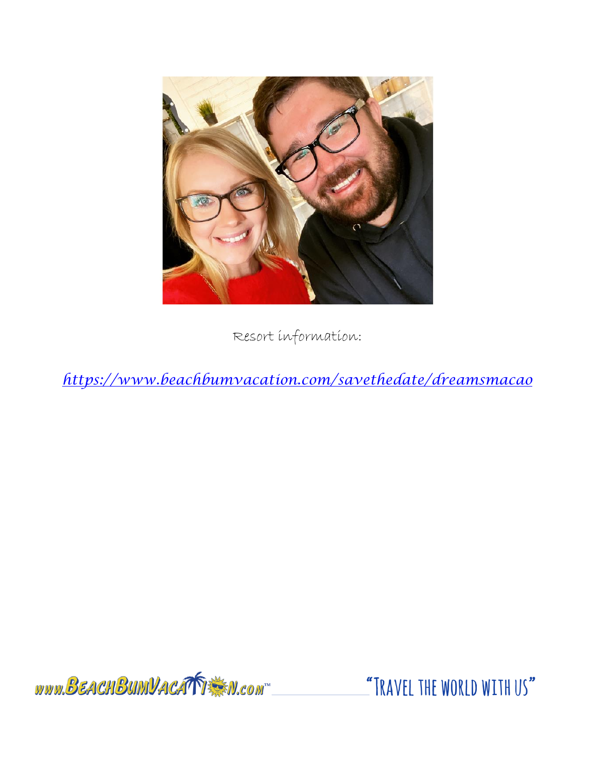Resort information:

*https://www.beachbumvacation.com/savethedate/dreamsmacao*